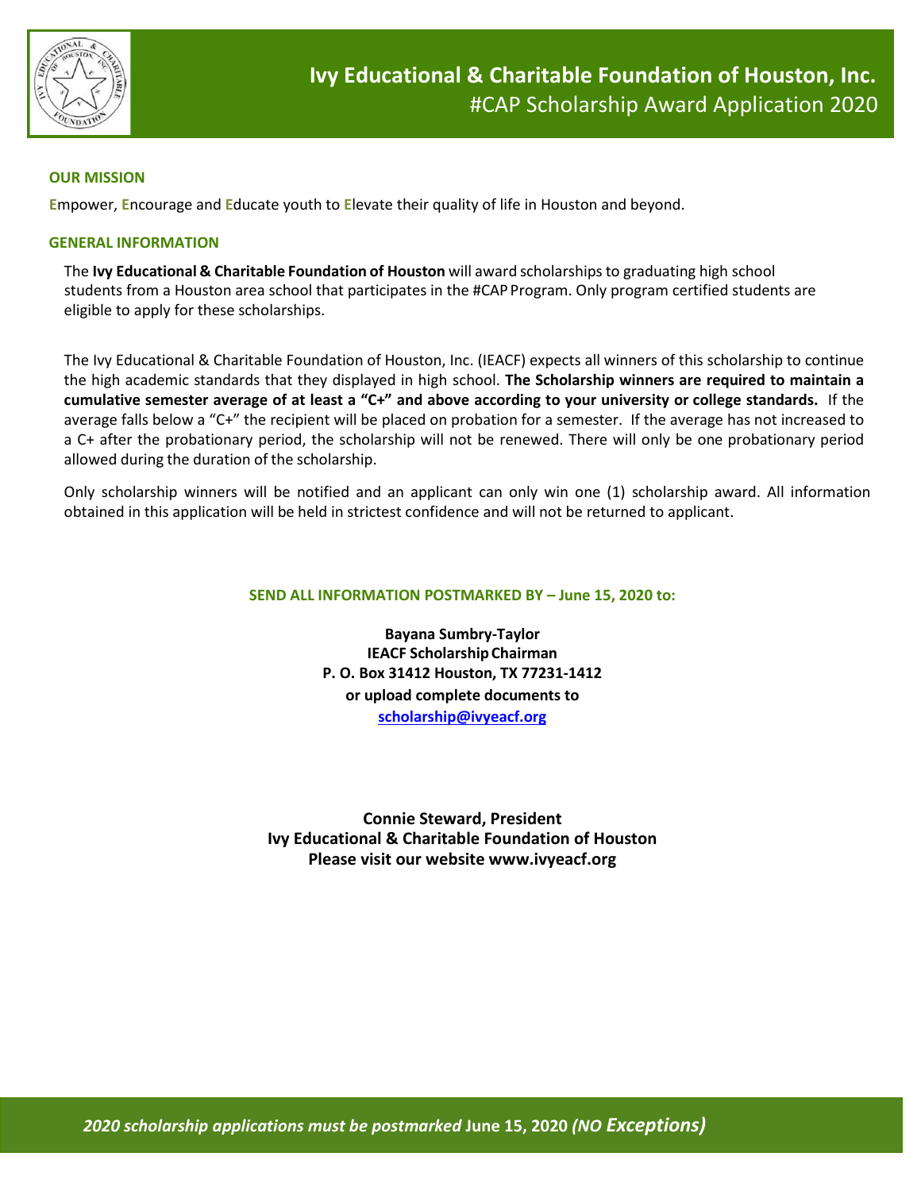# Ivy Educational & Charitable Foundation of Houston, Inc.

## #CAP Scholarship Award Application 2020

### OUR MISSION

**E**mpower, **E**ncourage and **E**ducate youth to **E**levate their quality of life in Houston and beyond.

### GENERAL INFORMATION

The **Ivy Educational & Charitable Foundation of Houston** will award scholarships to graduating high school students from a Houston area school that participates in the #CAP Program. Only program certified students are eligible to apply for these scholarships.

The Ivy Educational & Charitable Foundation of Houston, Inc. (IEACF) expects all winners of this scholarship to continue the high academic standards that they displayed in high school. **The Scholarship winners are required to maintain a cumulative semester average of at least a "C+" and above according to your university or college standards.** If the average falls below a "C+" the recipient will be placed on probation for a semester. If the average has not increased to a C+ after the probationary period, the scholarship will not be renewed. There will only be one probationary period allowed during the duration of the scholarship.

Only scholarship winners will be notified and an applicant can only win one (1) scholarship award. All information obtained in this application will be held in strictest confidence and will not be returned to applicant.

**SEND ALL INFORMATION POSTMARKED BY – June 15, 2020 to:**

**Bayana Sumbry-Taylor**
**IEACF Scholarship Chairman**
**P. O. Box 31412 Houston, TX 77231-1412**
**or upload complete documents to**
**scholarship@ivyeacf.org**

**Connie Steward, President**
**Ivy Educational & Charitable Foundation of Houston**
**Please visit our website www.ivyeacf.org**

***2020 scholarship applications must be postmarked* June 15, 2020 *(NO Exceptions)***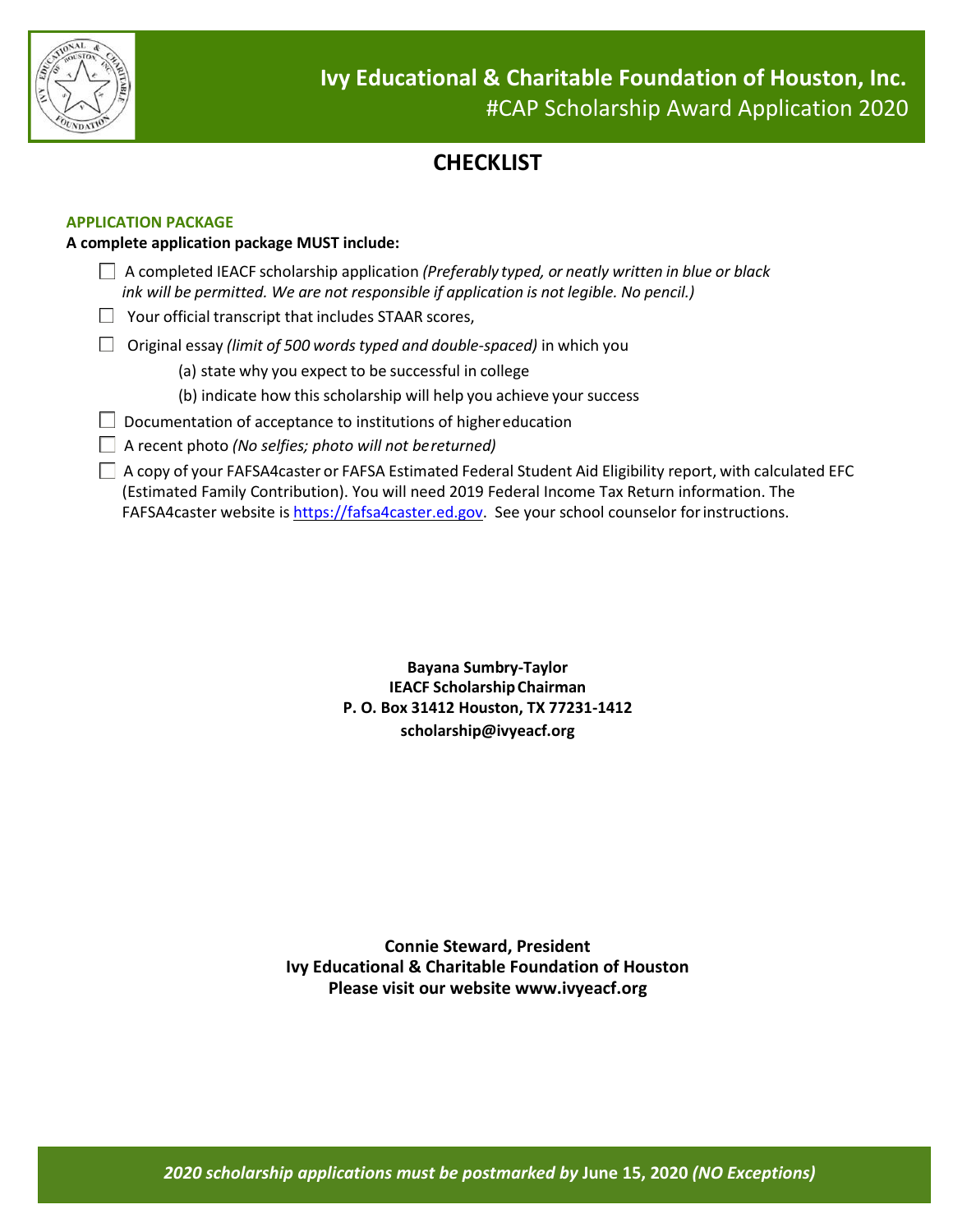**Ivy Educational & Charitable Foundation of Houston, Inc.**
#CAP Scholarship Award Application 2020

# CHECKLIST

## APPLICATION PACKAGE

**A complete application package MUST include:**

- ☐ A completed IEACF scholarship application *(Preferably typed, or neatly written in blue or black ink will be permitted. We are not responsible if application is not legible. No pencil.)*
- ☐ Your official transcript that includes STAAR scores,
- ☐ Original essay *(limit of 500 words typed and double-spaced)* in which you
  - (a) state why you expect to be successful in college
  - (b) indicate how this scholarship will help you achieve your success
- ☐ Documentation of acceptance to institutions of higher education
- ☐ A recent photo *(No selfies; photo will not be returned)*
- ☐ A copy of your FAFSA4caster or FAFSA Estimated Federal Student Aid Eligibility report, with calculated EFC (Estimated Family Contribution). You will need 2019 Federal Income Tax Return information. The FAFSA4caster website is https://fafsa4caster.ed.gov. See your school counselor for instructions.

**Bayana Sumbry-Taylor**
**IEACF Scholarship Chairman**
**P. O. Box 31412 Houston, TX 77231-1412**
**scholarship@ivyeacf.org**

**Connie Steward, President**
**Ivy Educational & Charitable Foundation of Houston**
**Please visit our website www.ivyeacf.org**

***2020 scholarship applications must be postmarked by* June 15, 2020 *(NO Exceptions)***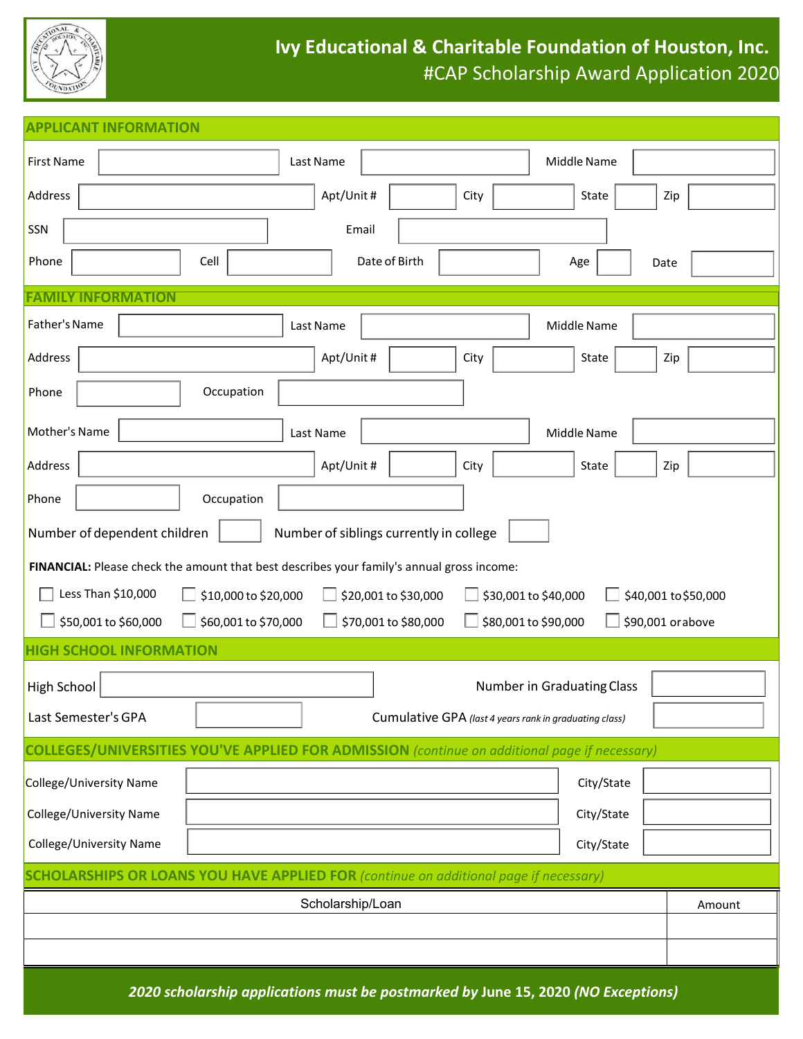# Ivy Educational & Charitable Foundation of Houston, Inc.

## #CAP Scholarship Award Application 2020

## APPLICANT INFORMATION

First Name ______ Last Name ______ Middle Name ______

Address ______ Apt/Unit # ______ City ______ State ______ Zip ______

SSN ______ Email ______

Phone ______ Cell ______ Date of Birth ______ Age ______ Date ______

## FAMILY INFORMATION

Father's Name ______ Last Name ______ Middle Name ______

Address ______ Apt/Unit # ______ City ______ State ______ Zip ______

Phone ______ Occupation ______

Mother's Name ______ Last Name ______ Middle Name ______

Address ______ Apt/Unit # ______ City ______ State ______ Zip ______

Phone ______ Occupation ______

Number of dependent children ______ Number of siblings currently in college ______

**FINANCIAL:** Please check the amount that best describes your family's annual gross income:

- ☐ Less Than $10,000
- ☐ $10,000 to $20,000
- ☐ $20,001 to $30,000
- ☐ $30,001 to $40,000
- ☐ $40,001 to $50,000
- ☐ $50,001 to $60,000
- ☐ $60,001 to $70,000
- ☐ $70,001 to $80,000
- ☐ $80,001 to $90,000
- ☐ $90,001 or above

## HIGH SCHOOL INFORMATION

High School ______ Number in Graduating Class ______

Last Semester's GPA ______ Cumulative GPA *(last 4 years rank in graduating class)* ______

## COLLEGES/UNIVERSITIES YOU'VE APPLIED FOR ADMISSION *(continue on additional page if necessary)*

College/University Name ______ City/State ______

College/University Name ______ City/State ______

College/University Name ______ City/State ______

## SCHOLARSHIPS OR LOANS YOU HAVE APPLIED FOR *(continue on additional page if necessary)*

| Scholarship/Loan | Amount |
|---|---|
| | |
| | |

***2020 scholarship applications must be postmarked by* June 15, 2020 *(NO Exceptions)***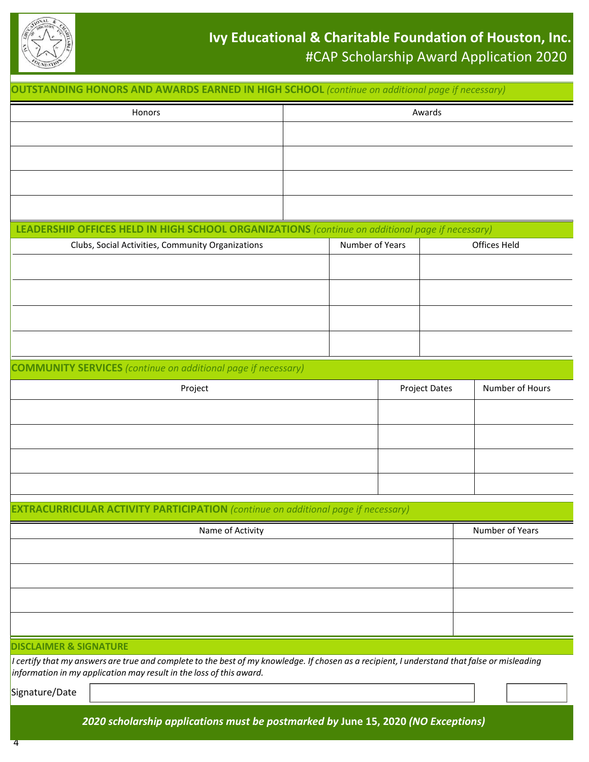# Ivy Educational & Charitable Foundation of Houston, Inc.

## #CAP Scholarship Award Application 2020

### OUTSTANDING HONORS AND AWARDS EARNED IN HIGH SCHOOL *(continue on additional page if necessary)*

| Honors | Awards |
|---|---|
| | |
| | |
| | |
| | |

### LEADERSHIP OFFICES HELD IN HIGH SCHOOL ORGANIZATIONS *(continue on additional page if necessary)*

| Clubs, Social Activities, Community Organizations | Number of Years | Offices Held |
|---|---|---|
| | | |
| | | |
| | | |
| | | |

### COMMUNITY SERVICES *(continue on additional page if necessary)*

| Project | Project Dates | Number of Hours |
|---|---|---|
| | | |
| | | |
| | | |
| | | |

### EXTRACURRICULAR ACTIVITY PARTICIPATION *(continue on additional page if necessary)*

| Name of Activity | Number of Years |
|---|---|
| | |
| | |
| | |
| | |

### DISCLAIMER & SIGNATURE

*I certify that my answers are true and complete to the best of my knowledge. If chosen as a recipient, I understand that false or misleading information in my application may result in the loss of this award.*

Signature/Date

***2020 scholarship applications must be postmarked by* June 15, 2020 *(NO Exceptions)***